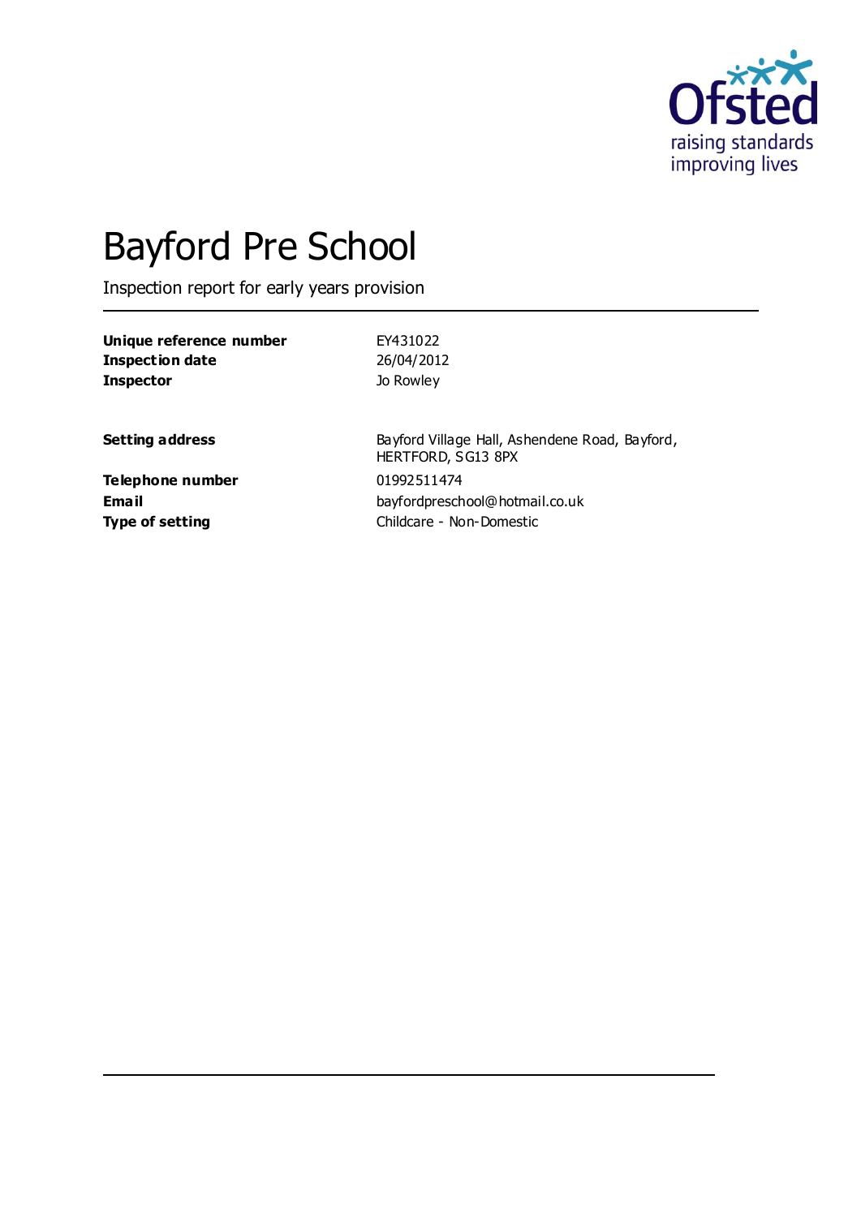# Bayford Pre School

Inspection report for early years provision

| | |
|---|---|
| **Unique reference number** | EY431022 |
| **Inspection date** | 26/04/2012 |
| **Inspector** | Jo Rowley |

| | |
|---|---|
| **Setting address** | Bayford Village Hall, Ashendene Road, Bayford, HERTFORD, SG13 8PX |
| **Telephone number** | 01992511474 |
| **Email** | bayfordpreschool@hotmail.co.uk |
| **Type of setting** | Childcare - Non-Domestic |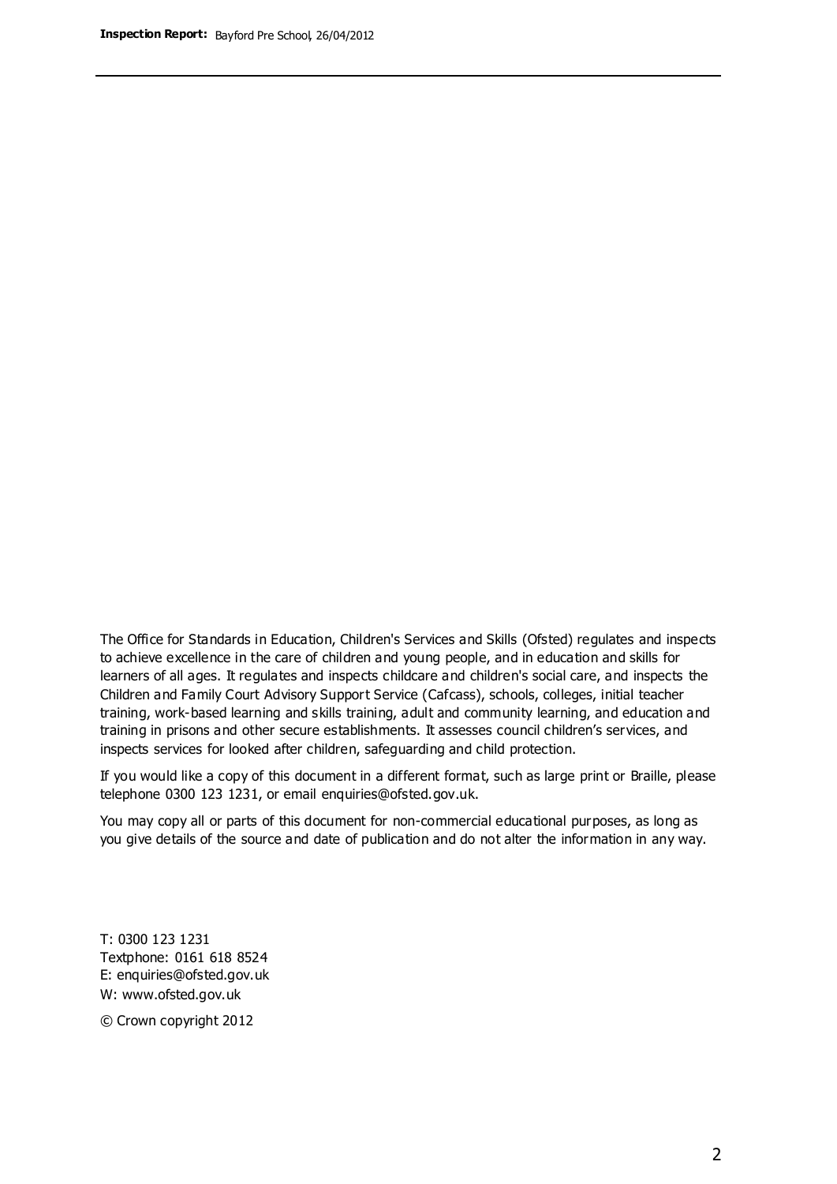The Office for Standards in Education, Children's Services and Skills (Ofsted) regulates and inspects to achieve excellence in the care of children and young people, and in education and skills for learners of all ages. It regulates and inspects childcare and children's social care, and inspects the Children and Family Court Advisory Support Service (Cafcass), schools, colleges, initial teacher training, work-based learning and skills training, adult and community learning, and education and training in prisons and other secure establishments. It assesses council children's services, and inspects services for looked after children, safeguarding and child protection.

If you would like a copy of this document in a different format, such as large print or Braille, please telephone 0300 123 1231, or email enquiries@ofsted.gov.uk.

You may copy all or parts of this document for non-commercial educational purposes, as long as you give details of the source and date of publication and do not alter the information in any way.

T: 0300 123 1231
Textphone: 0161 618 8524
E: enquiries@ofsted.gov.uk
W: www.ofsted.gov.uk

© Crown copyright 2012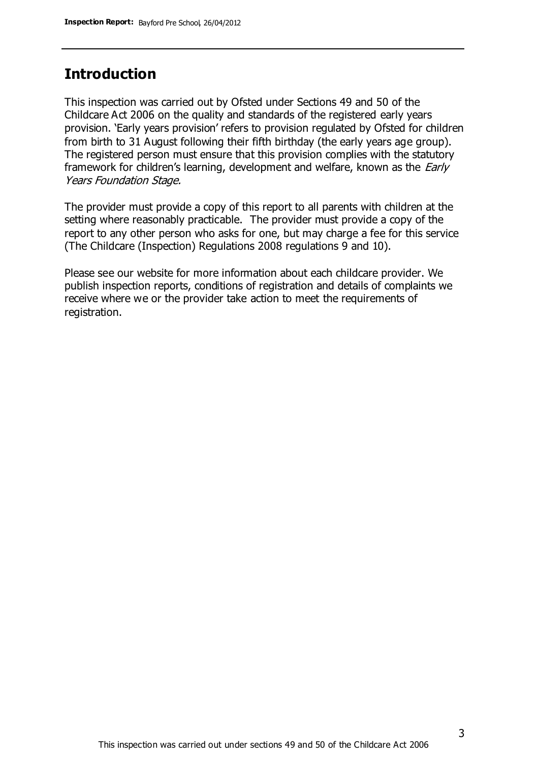## Introduction

This inspection was carried out by Ofsted under Sections 49 and 50 of the Childcare Act 2006 on the quality and standards of the registered early years provision. 'Early years provision' refers to provision regulated by Ofsted for children from birth to 31 August following their fifth birthday (the early years age group). The registered person must ensure that this provision complies with the statutory framework for children's learning, development and welfare, known as the *Early Years Foundation Stage.*

The provider must provide a copy of this report to all parents with children at the setting where reasonably practicable. The provider must provide a copy of the report to any other person who asks for one, but may charge a fee for this service (The Childcare (Inspection) Regulations 2008 regulations 9 and 10).

Please see our website for more information about each childcare provider. We publish inspection reports, conditions of registration and details of complaints we receive where we or the provider take action to meet the requirements of registration.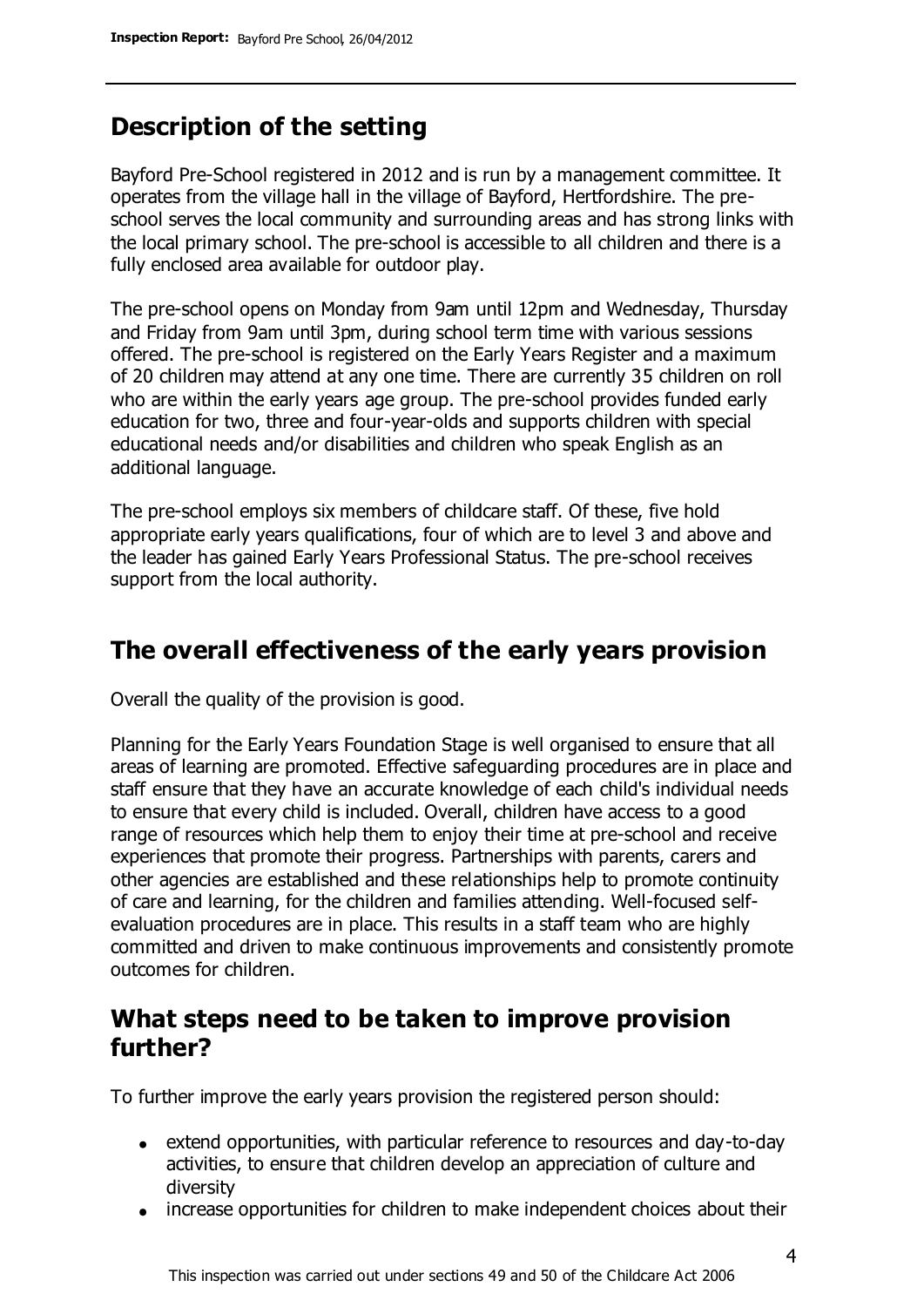## Description of the setting

Bayford Pre-School registered in 2012 and is run by a management committee. It operates from the village hall in the village of Bayford, Hertfordshire. The pre-school serves the local community and surrounding areas and has strong links with the local primary school. The pre-school is accessible to all children and there is a fully enclosed area available for outdoor play.

The pre-school opens on Monday from 9am until 12pm and Wednesday, Thursday and Friday from 9am until 3pm, during school term time with various sessions offered. The pre-school is registered on the Early Years Register and a maximum of 20 children may attend at any one time. There are currently 35 children on roll who are within the early years age group. The pre-school provides funded early education for two, three and four-year-olds and supports children with special educational needs and/or disabilities and children who speak English as an additional language.

The pre-school employs six members of childcare staff. Of these, five hold appropriate early years qualifications, four of which are to level 3 and above and the leader has gained Early Years Professional Status. The pre-school receives support from the local authority.

## The overall effectiveness of the early years provision

Overall the quality of the provision is good.

Planning for the Early Years Foundation Stage is well organised to ensure that all areas of learning are promoted. Effective safeguarding procedures are in place and staff ensure that they have an accurate knowledge of each child's individual needs to ensure that every child is included. Overall, children have access to a good range of resources which help them to enjoy their time at pre-school and receive experiences that promote their progress. Partnerships with parents, carers and other agencies are established and these relationships help to promote continuity of care and learning, for the children and families attending. Well-focused self-evaluation procedures are in place. This results in a staff team who are highly committed and driven to make continuous improvements and consistently promote outcomes for children.

## What steps need to be taken to improve provision further?

To further improve the early years provision the registered person should:

- extend opportunities, with particular reference to resources and day-to-day activities, to ensure that children develop an appreciation of culture and diversity
- increase opportunities for children to make independent choices about their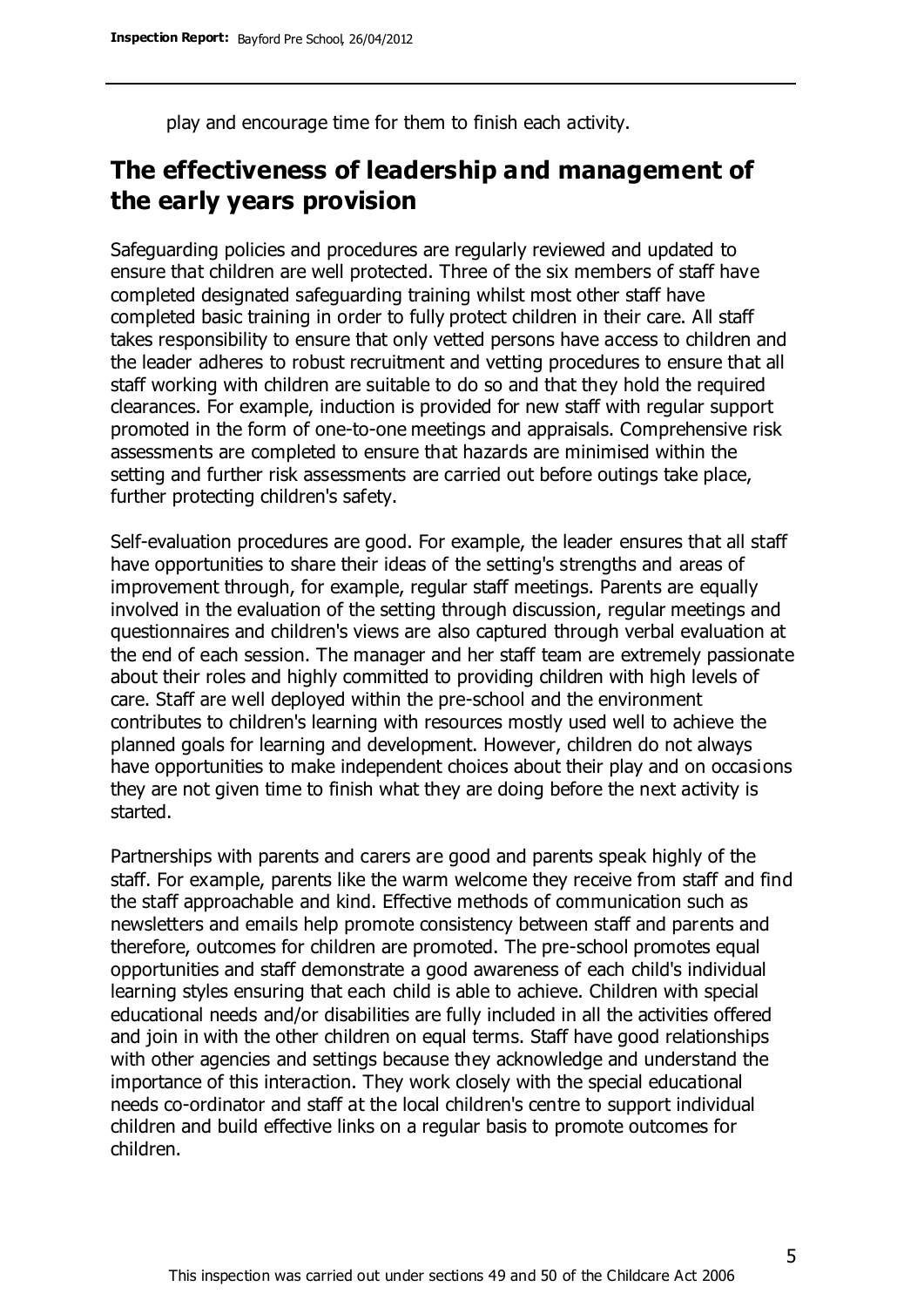play and encourage time for them to finish each activity.

## The effectiveness of leadership and management of the early years provision

Safeguarding policies and procedures are regularly reviewed and updated to ensure that children are well protected. Three of the six members of staff have completed designated safeguarding training whilst most other staff have completed basic training in order to fully protect children in their care. All staff takes responsibility to ensure that only vetted persons have access to children and the leader adheres to robust recruitment and vetting procedures to ensure that all staff working with children are suitable to do so and that they hold the required clearances. For example, induction is provided for new staff with regular support promoted in the form of one-to-one meetings and appraisals. Comprehensive risk assessments are completed to ensure that hazards are minimised within the setting and further risk assessments are carried out before outings take place, further protecting children's safety.

Self-evaluation procedures are good. For example, the leader ensures that all staff have opportunities to share their ideas of the setting's strengths and areas of improvement through, for example, regular staff meetings. Parents are equally involved in the evaluation of the setting through discussion, regular meetings and questionnaires and children's views are also captured through verbal evaluation at the end of each session. The manager and her staff team are extremely passionate about their roles and highly committed to providing children with high levels of care. Staff are well deployed within the pre-school and the environment contributes to children's learning with resources mostly used well to achieve the planned goals for learning and development. However, children do not always have opportunities to make independent choices about their play and on occasions they are not given time to finish what they are doing before the next activity is started.

Partnerships with parents and carers are good and parents speak highly of the staff. For example, parents like the warm welcome they receive from staff and find the staff approachable and kind. Effective methods of communication such as newsletters and emails help promote consistency between staff and parents and therefore, outcomes for children are promoted. The pre-school promotes equal opportunities and staff demonstrate a good awareness of each child's individual learning styles ensuring that each child is able to achieve. Children with special educational needs and/or disabilities are fully included in all the activities offered and join in with the other children on equal terms. Staff have good relationships with other agencies and settings because they acknowledge and understand the importance of this interaction. They work closely with the special educational needs co-ordinator and staff at the local children's centre to support individual children and build effective links on a regular basis to promote outcomes for children.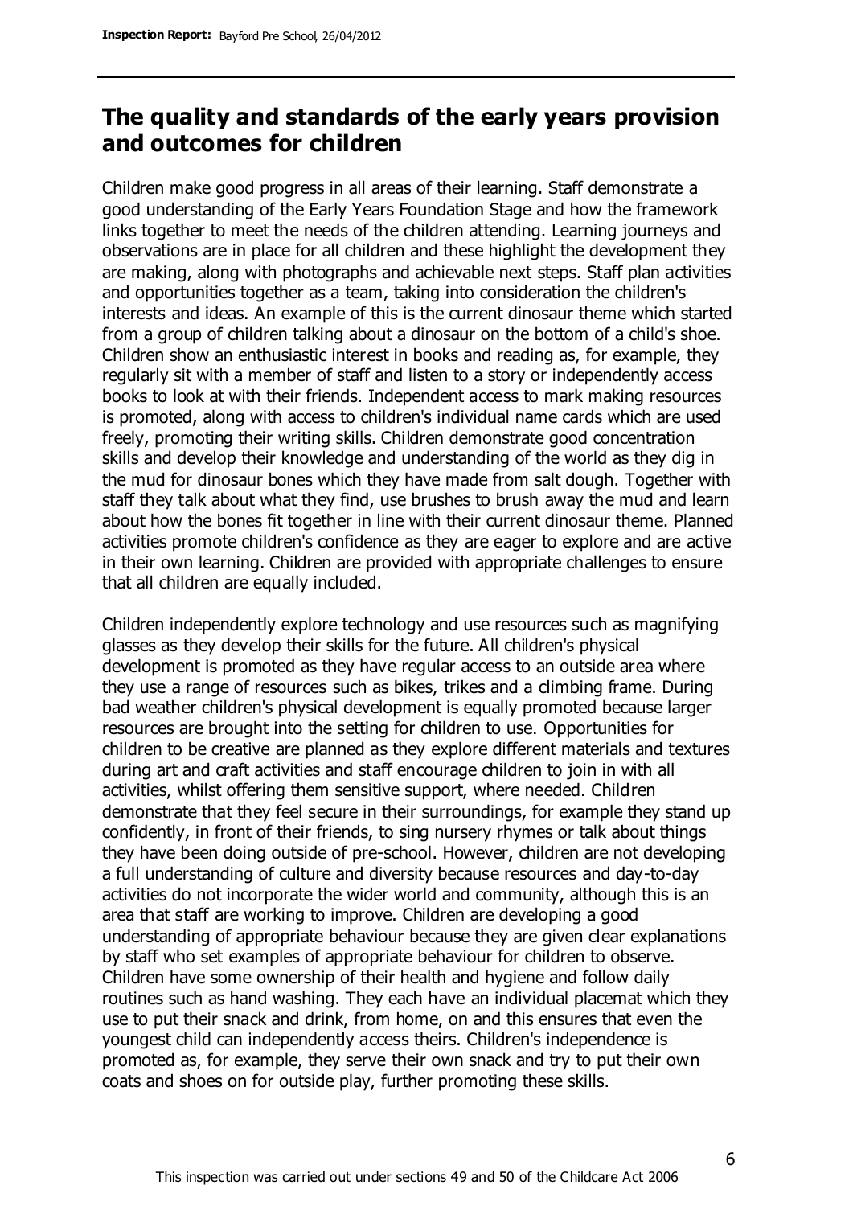## The quality and standards of the early years provision and outcomes for children

Children make good progress in all areas of their learning. Staff demonstrate a good understanding of the Early Years Foundation Stage and how the framework links together to meet the needs of the children attending. Learning journeys and observations are in place for all children and these highlight the development they are making, along with photographs and achievable next steps. Staff plan activities and opportunities together as a team, taking into consideration the children's interests and ideas. An example of this is the current dinosaur theme which started from a group of children talking about a dinosaur on the bottom of a child's shoe. Children show an enthusiastic interest in books and reading as, for example, they regularly sit with a member of staff and listen to a story or independently access books to look at with their friends. Independent access to mark making resources is promoted, along with access to children's individual name cards which are used freely, promoting their writing skills. Children demonstrate good concentration skills and develop their knowledge and understanding of the world as they dig in the mud for dinosaur bones which they have made from salt dough. Together with staff they talk about what they find, use brushes to brush away the mud and learn about how the bones fit together in line with their current dinosaur theme. Planned activities promote children's confidence as they are eager to explore and are active in their own learning. Children are provided with appropriate challenges to ensure that all children are equally included.

Children independently explore technology and use resources such as magnifying glasses as they develop their skills for the future. All children's physical development is promoted as they have regular access to an outside area where they use a range of resources such as bikes, trikes and a climbing frame. During bad weather children's physical development is equally promoted because larger resources are brought into the setting for children to use. Opportunities for children to be creative are planned as they explore different materials and textures during art and craft activities and staff encourage children to join in with all activities, whilst offering them sensitive support, where needed. Children demonstrate that they feel secure in their surroundings, for example they stand up confidently, in front of their friends, to sing nursery rhymes or talk about things they have been doing outside of pre-school. However, children are not developing a full understanding of culture and diversity because resources and day-to-day activities do not incorporate the wider world and community, although this is an area that staff are working to improve. Children are developing a good understanding of appropriate behaviour because they are given clear explanations by staff who set examples of appropriate behaviour for children to observe. Children have some ownership of their health and hygiene and follow daily routines such as hand washing. They each have an individual placemat which they use to put their snack and drink, from home, on and this ensures that even the youngest child can independently access theirs. Children's independence is promoted as, for example, they serve their own snack and try to put their own coats and shoes on for outside play, further promoting these skills.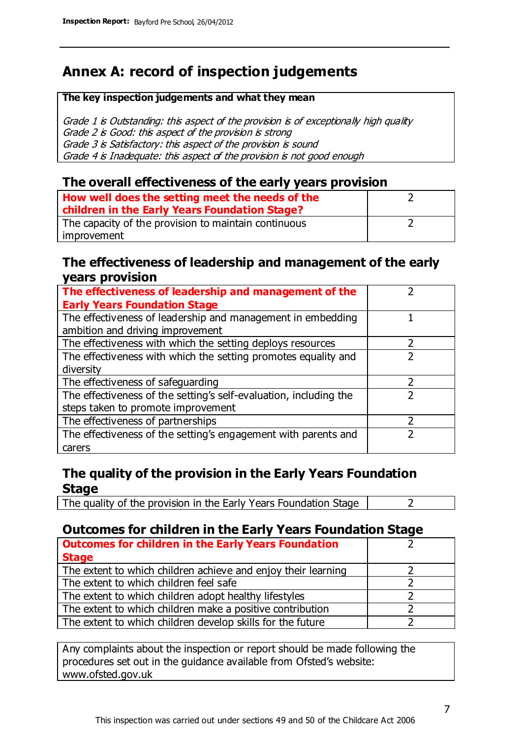# Annex A: record of inspection judgements

**The key inspection judgements and what they mean**

*Grade 1 is Outstanding: this aspect of the provision is of exceptionally high quality*
*Grade 2 is Good: this aspect of the provision is strong*
*Grade 3 is Satisfactory: this aspect of the provision is sound*
*Grade 4 is Inadequate: this aspect of the provision is not good enough*

## The overall effectiveness of the early years provision

| | |
|---|---|
| **How well does the setting meet the needs of the children in the Early Years Foundation Stage?** | 2 |
| The capacity of the provision to maintain continuous improvement | 2 |

## The effectiveness of leadership and management of the early years provision

| | |
|---|---|
| **The effectiveness of leadership and management of the Early Years Foundation Stage** | 2 |
| The effectiveness of leadership and management in embedding ambition and driving improvement | 1 |
| The effectiveness with which the setting deploys resources | 2 |
| The effectiveness with which the setting promotes equality and diversity | 2 |
| The effectiveness of safeguarding | 2 |
| The effectiveness of the setting's self-evaluation, including the steps taken to promote improvement | 2 |
| The effectiveness of partnerships | 2 |
| The effectiveness of the setting's engagement with parents and carers | 2 |

## The quality of the provision in the Early Years Foundation Stage

| | |
|---|---|
| The quality of the provision in the Early Years Foundation Stage | 2 |

## Outcomes for children in the Early Years Foundation Stage

| | |
|---|---|
| **Outcomes for children in the Early Years Foundation Stage** | 2 |
| The extent to which children achieve and enjoy their learning | 2 |
| The extent to which children feel safe | 2 |
| The extent to which children adopt healthy lifestyles | 2 |
| The extent to which children make a positive contribution | 2 |
| The extent to which children develop skills for the future | 2 |

Any complaints about the inspection or report should be made following the procedures set out in the guidance available from Ofsted's website: www.ofsted.gov.uk

This inspection was carried out under sections 49 and 50 of the Childcare Act 2006